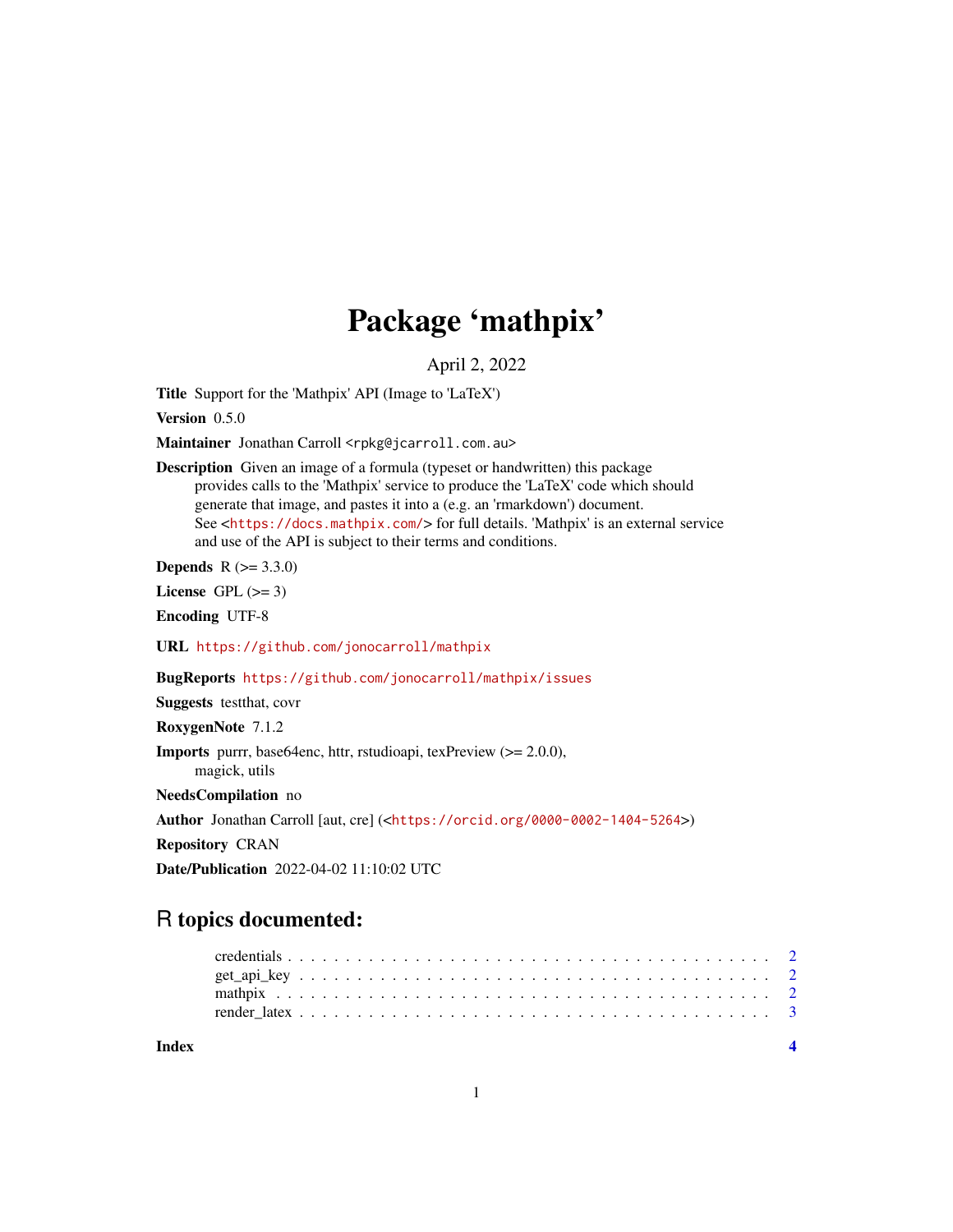# Package 'mathpix'

April 2, 2022

**Title** Support for the 'Mathpix' API (Image to 'LaTeX')

**Version** 0.5.0

**Maintainer** Jonathan Carroll <rpkg@jcarroll.com.au>

**Description** Given an image of a formula (typeset or handwritten) this package provides calls to the 'Mathpix' service to produce the 'LaTeX' code which should generate that image, and pastes it into a (e.g. an 'rmarkdown') document. See <https://docs.mathpix.com/> for full details. 'Mathpix' is an external service and use of the API is subject to their terms and conditions.

**Depends** R (>= 3.3.0)

**License** GPL (>= 3)

**Encoding** UTF-8

**URL** https://github.com/jonocarroll/mathpix

**BugReports** https://github.com/jonocarroll/mathpix/issues

**Suggests** testthat, covr

**RoxygenNote** 7.1.2

**Imports** purrr, base64enc, httr, rstudioapi, texPreview (>= 2.0.0), magick, utils

**NeedsCompilation** no

**Author** Jonathan Carroll [aut, cre] (<https://orcid.org/0000-0002-1404-5264>)

**Repository** CRAN

**Date/Publication** 2022-04-02 11:10:02 UTC

## R topics documented:

credentials . . . . . . . . . . . . . . . . . . . . . . . . . . . . . . . . . . . . . . . 2
get_api_key . . . . . . . . . . . . . . . . . . . . . . . . . . . . . . . . . . . . . . 2
mathpix . . . . . . . . . . . . . . . . . . . . . . . . . . . . . . . . . . . . . . . . 2
render_latex . . . . . . . . . . . . . . . . . . . . . . . . . . . . . . . . . . . . . . 3

**Index** **4**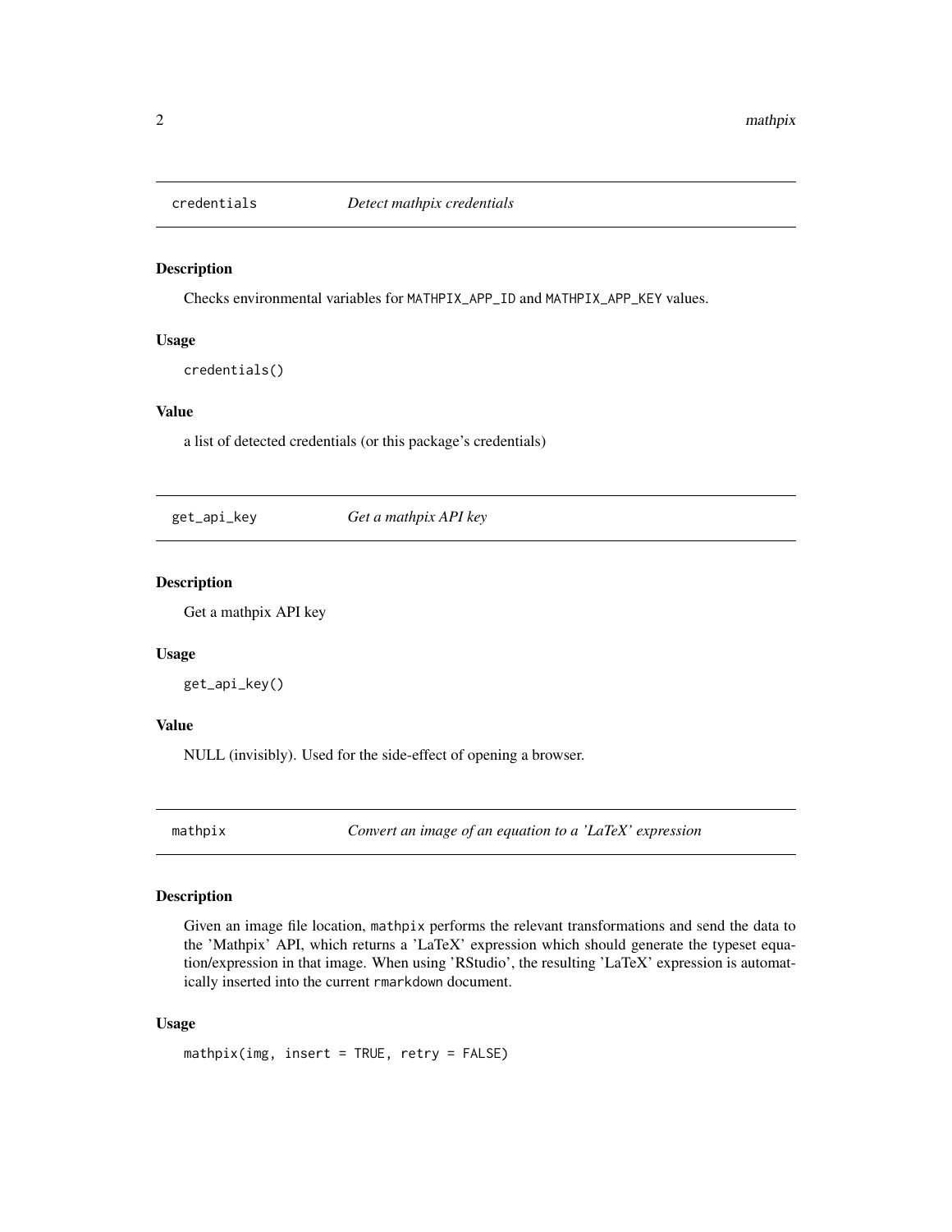## credentials — *Detect mathpix credentials*

### Description

Checks environmental variables for `MATHPIX_APP_ID` and `MATHPIX_APP_KEY` values.

### Usage

```
credentials()
```

### Value

a list of detected credentials (or this package's credentials)

## get_api_key — *Get a mathpix API key*

### Description

Get a mathpix API key

### Usage

```
get_api_key()
```

### Value

NULL (invisibly). Used for the side-effect of opening a browser.

## mathpix — *Convert an image of an equation to a 'LaTeX' expression*

### Description

Given an image file location, `mathpix` performs the relevant transformations and send the data to the 'Mathpix' API, which returns a 'LaTeX' expression which should generate the typeset equation/expression in that image. When using 'RStudio', the resulting 'LaTeX' expression is automatically inserted into the current `rmarkdown` document.

### Usage

```
mathpix(img, insert = TRUE, retry = FALSE)
```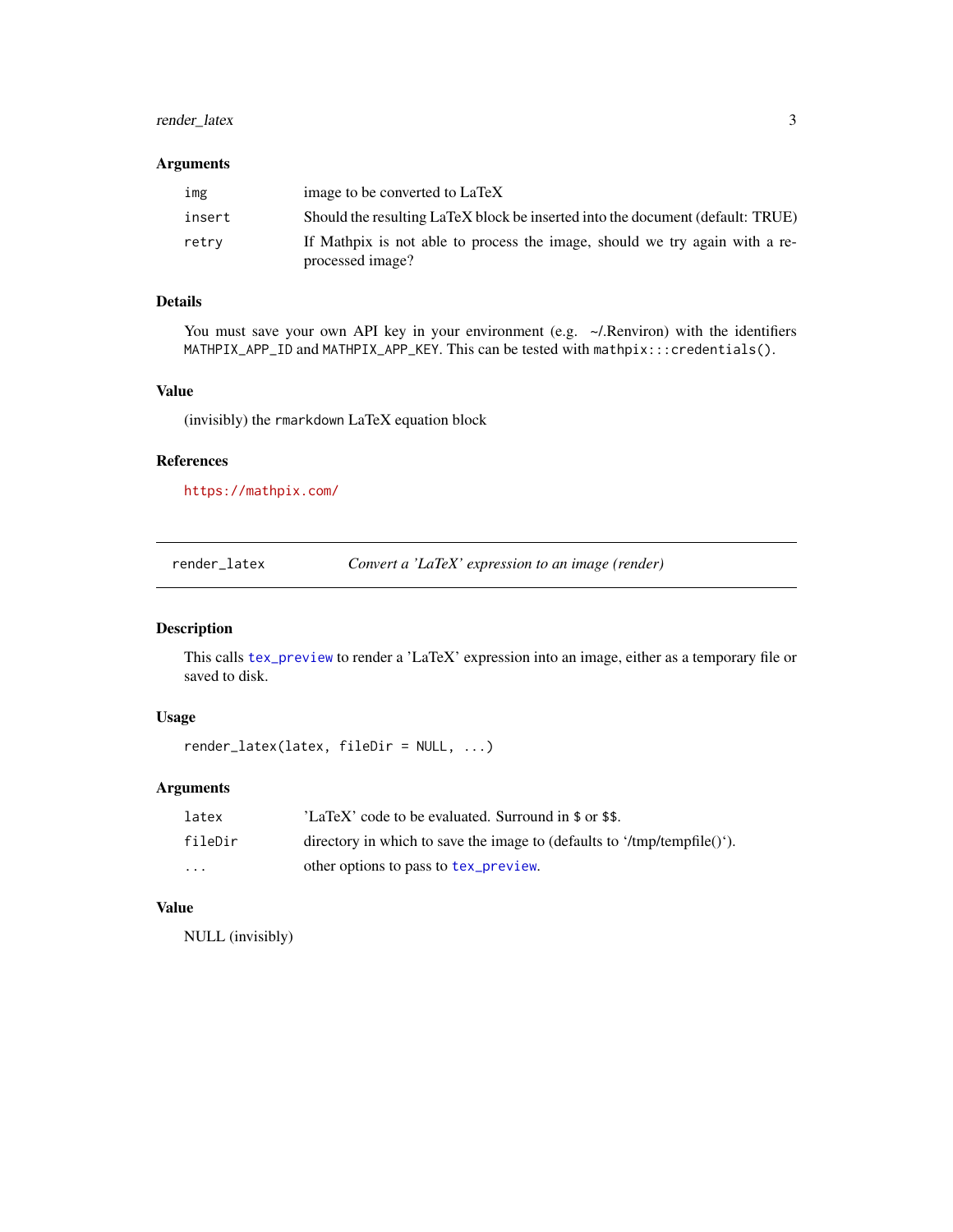### Arguments

| | |
|---|---|
| `img` | image to be converted to LaTeX |
| `insert` | Should the resulting LaTeX block be inserted into the document (default: TRUE) |
| `retry` | If Mathpix is not able to process the image, should we try again with a re-processed image? |

### Details

You must save your own API key in your environment (e.g. ~/.Renviron) with the identifiers `MATHPIX_APP_ID` and `MATHPIX_APP_KEY`. This can be tested with `mathpix:::credentials()`.

### Value

(invisibly) the `rmarkdown` LaTeX equation block

### References

https://mathpix.com/

---

## render_latex — *Convert a 'LaTeX' expression to an image (render)*

---

### Description

This calls `tex_preview` to render a 'LaTeX' expression into an image, either as a temporary file or saved to disk.

### Usage

```
render_latex(latex, fileDir = NULL, ...)
```

### Arguments

| | |
|---|---|
| `latex` | 'LaTeX' code to be evaluated. Surround in `$` or `$$`. |
| `fileDir` | directory in which to save the image to (defaults to '/tmp/tempfile()'). |
| `...` | other options to pass to `tex_preview`. |

### Value

NULL (invisibly)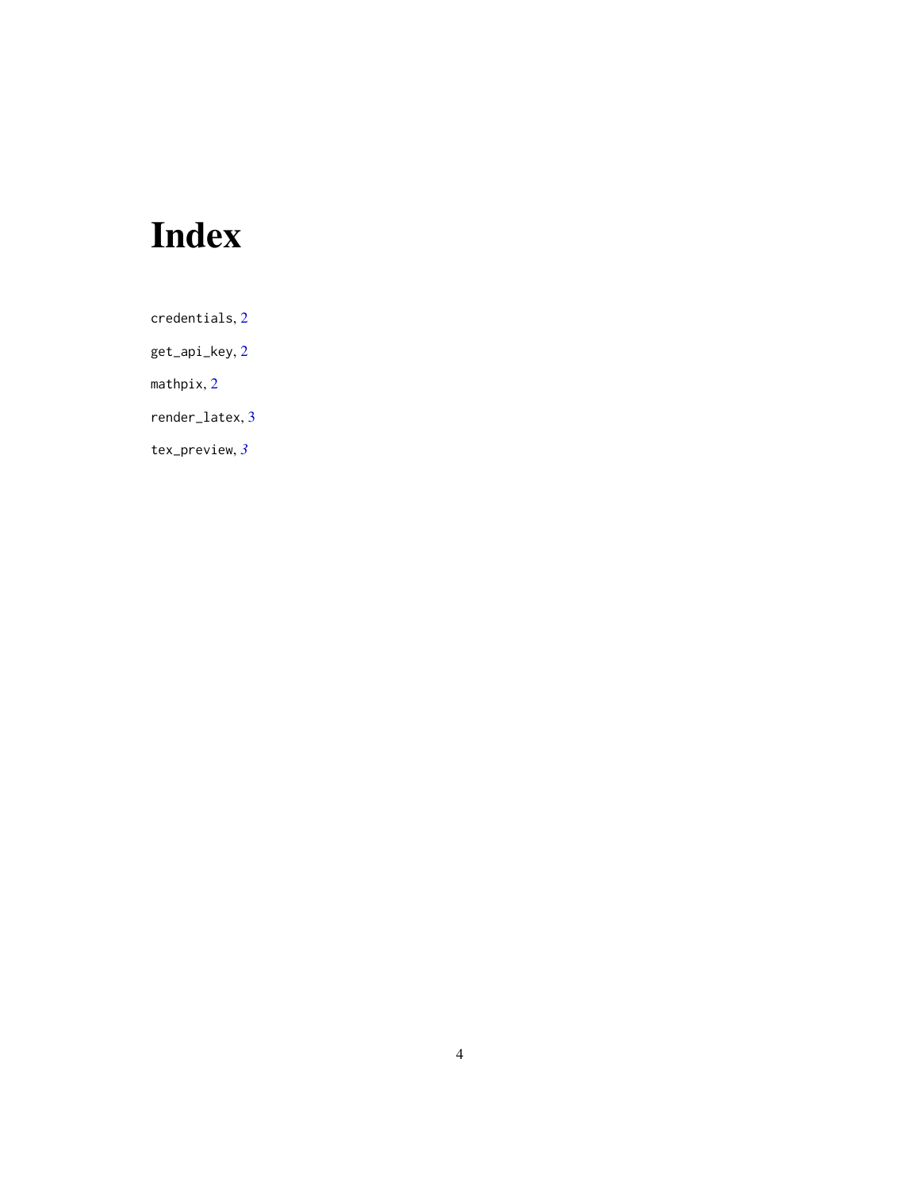# Index

credentials, 2

get_api_key, 2

mathpix, 2

render_latex, 3

tex_preview, *3*